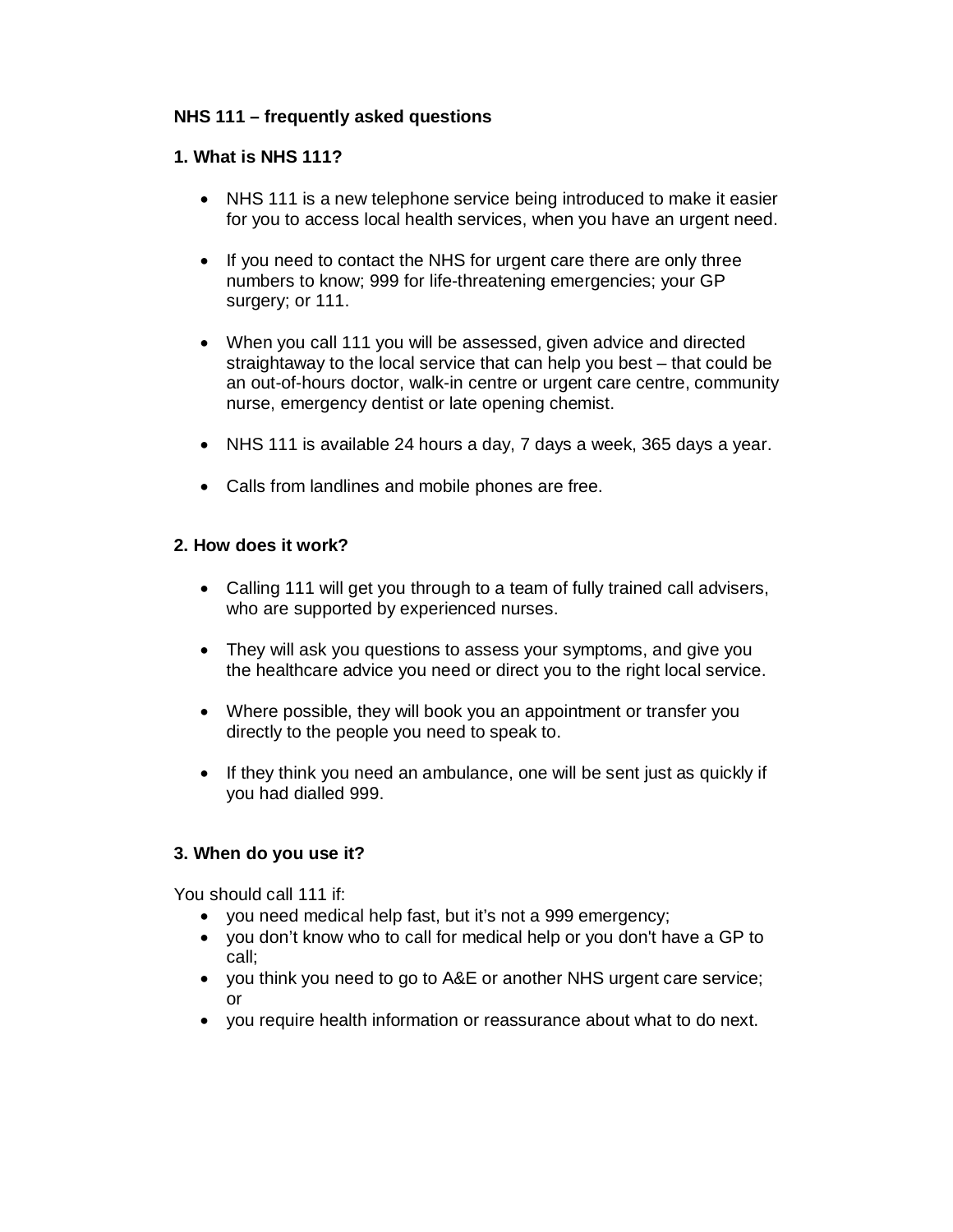# NHS 111 – frequently asked questions

## 1. What is NHS 111?

- NHS 111 is a new telephone service being introduced to make it easier for you to access local health services, when you have an urgent need.
- If you need to contact the NHS for urgent care there are only three numbers to know; 999 for life-threatening emergencies; your GP surgery; or 111.
- When you call 111 you will be assessed, given advice and directed straightaway to the local service that can help you best – that could be an out-of-hours doctor, walk-in centre or urgent care centre, community nurse, emergency dentist or late opening chemist.
- NHS 111 is available 24 hours a day, 7 days a week, 365 days a year.
- Calls from landlines and mobile phones are free.

## 2. How does it work?

- Calling 111 will get you through to a team of fully trained call advisers, who are supported by experienced nurses.
- They will ask you questions to assess your symptoms, and give you the healthcare advice you need or direct you to the right local service.
- Where possible, they will book you an appointment or transfer you directly to the people you need to speak to.
- If they think you need an ambulance, one will be sent just as quickly if you had dialled 999.

## 3. When do you use it?

You should call 111 if:

- you need medical help fast, but it's not a 999 emergency;
- you don't know who to call for medical help or you don't have a GP to call;
- you think you need to go to A&E or another NHS urgent care service; or
- you require health information or reassurance about what to do next.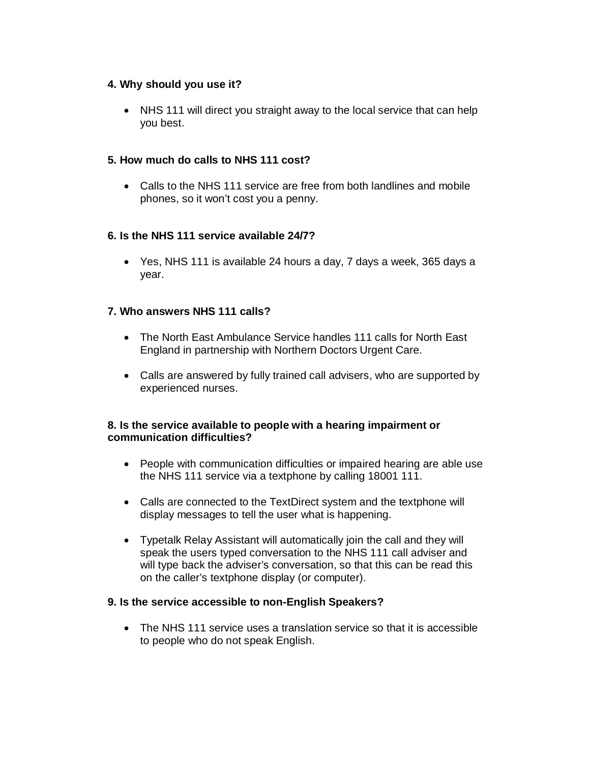**4. Why should you use it?**

- NHS 111 will direct you straight away to the local service that can help you best.

**5. How much do calls to NHS 111 cost?**

- Calls to the NHS 111 service are free from both landlines and mobile phones, so it won't cost you a penny.

**6. Is the NHS 111 service available 24/7?**

- Yes, NHS 111 is available 24 hours a day, 7 days a week, 365 days a year.

**7. Who answers NHS 111 calls?**

- The North East Ambulance Service handles 111 calls for North East England in partnership with Northern Doctors Urgent Care.

- Calls are answered by fully trained call advisers, who are supported by experienced nurses.

**8. Is the service available to people with a hearing impairment or communication difficulties?**

- People with communication difficulties or impaired hearing are able use the NHS 111 service via a textphone by calling 18001 111.

- Calls are connected to the TextDirect system and the textphone will display messages to tell the user what is happening.

- Typetalk Relay Assistant will automatically join the call and they will speak the users typed conversation to the NHS 111 call adviser and will type back the adviser's conversation, so that this can be read this on the caller's textphone display (or computer).

**9. Is the service accessible to non-English Speakers?**

- The NHS 111 service uses a translation service so that it is accessible to people who do not speak English.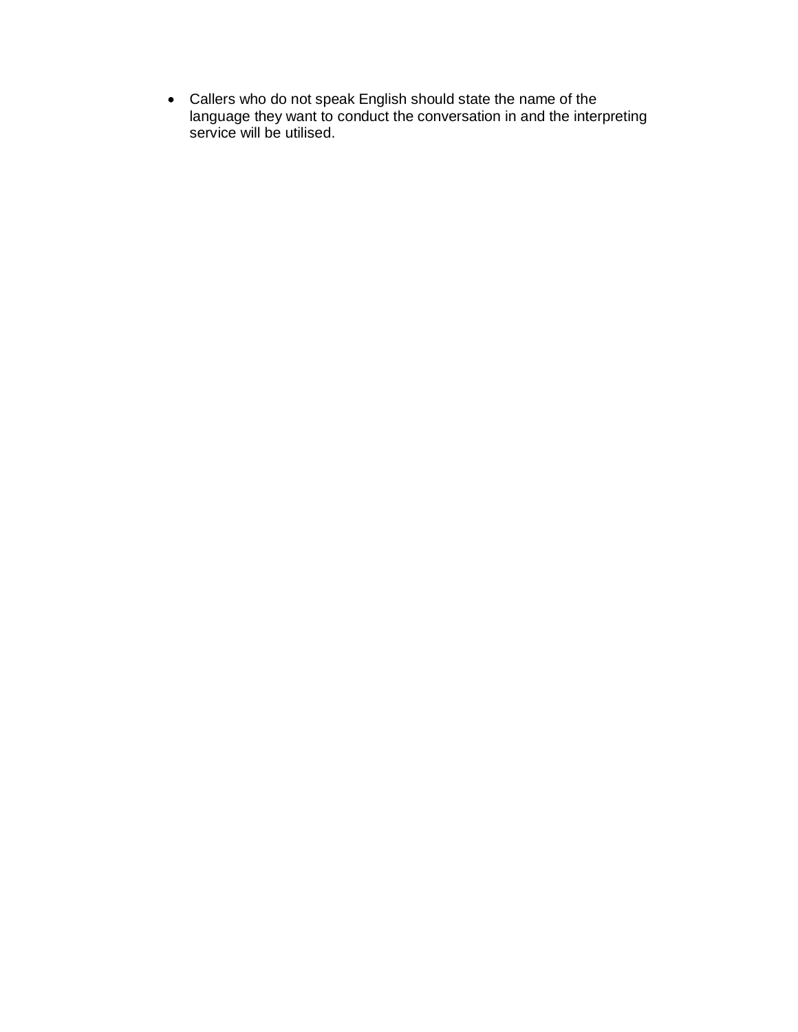- Callers who do not speak English should state the name of the language they want to conduct the conversation in and the interpreting service will be utilised.